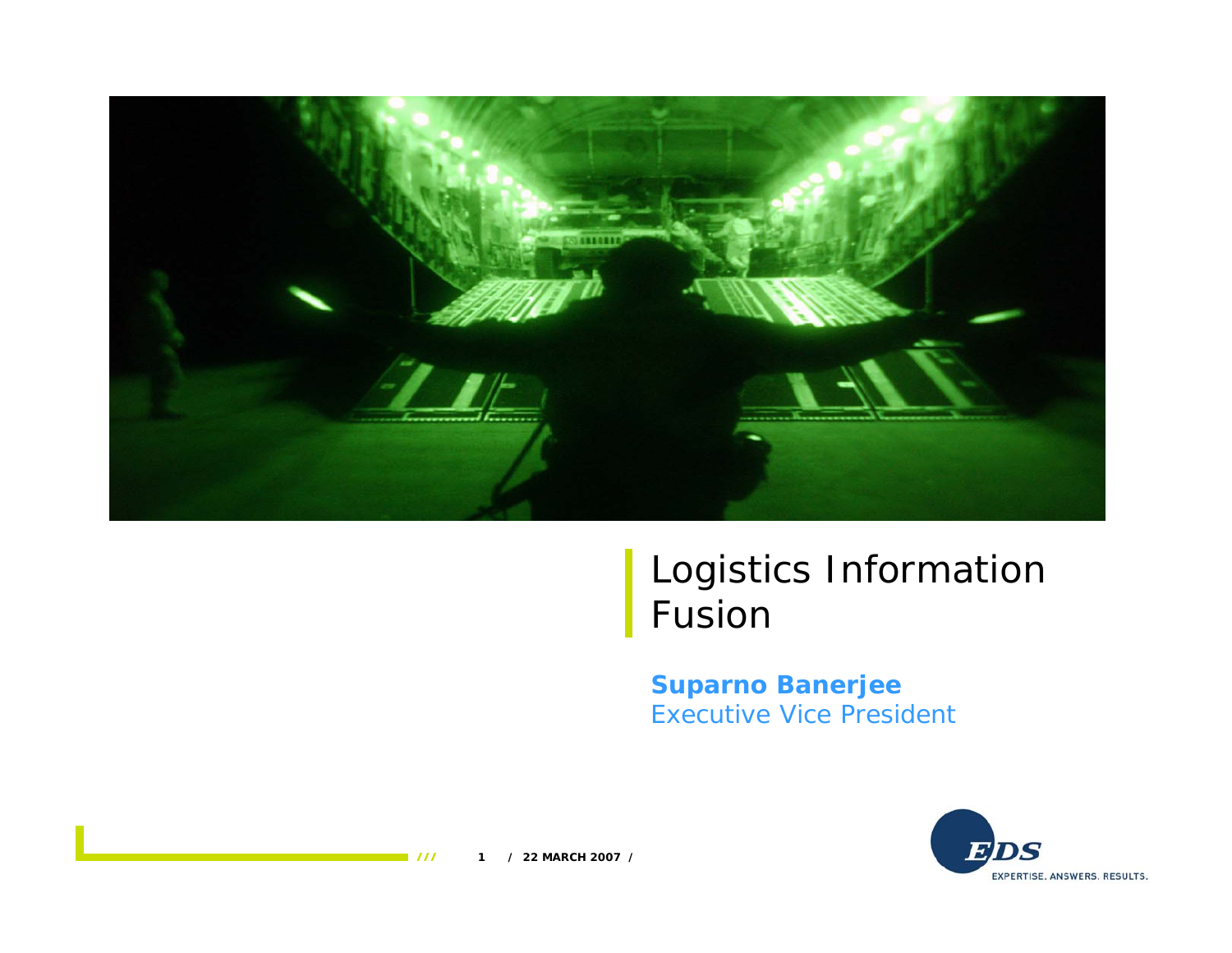# Logistics Information Fusion

**Suparno Banerjee**
Executive Vice President

22 MARCH 2007

EDS
EXPERTISE. ANSWERS. RESULTS.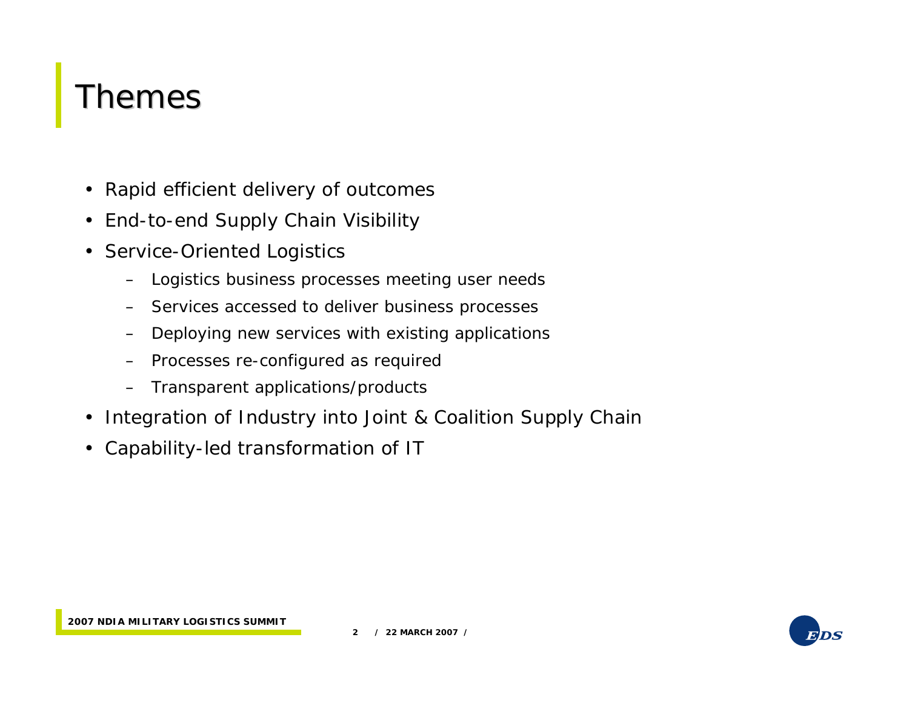# Themes

- Rapid efficient delivery of outcomes
- End-to-end Supply Chain Visibility
- Service-Oriented Logistics
  - Logistics business processes meeting user needs
  - Services accessed to deliver business processes
  - Deploying new services with existing applications
  - Processes re-configured as required
  - Transparent applications/products
- Integration of Industry into Joint & Coalition Supply Chain
- Capability-led transformation of IT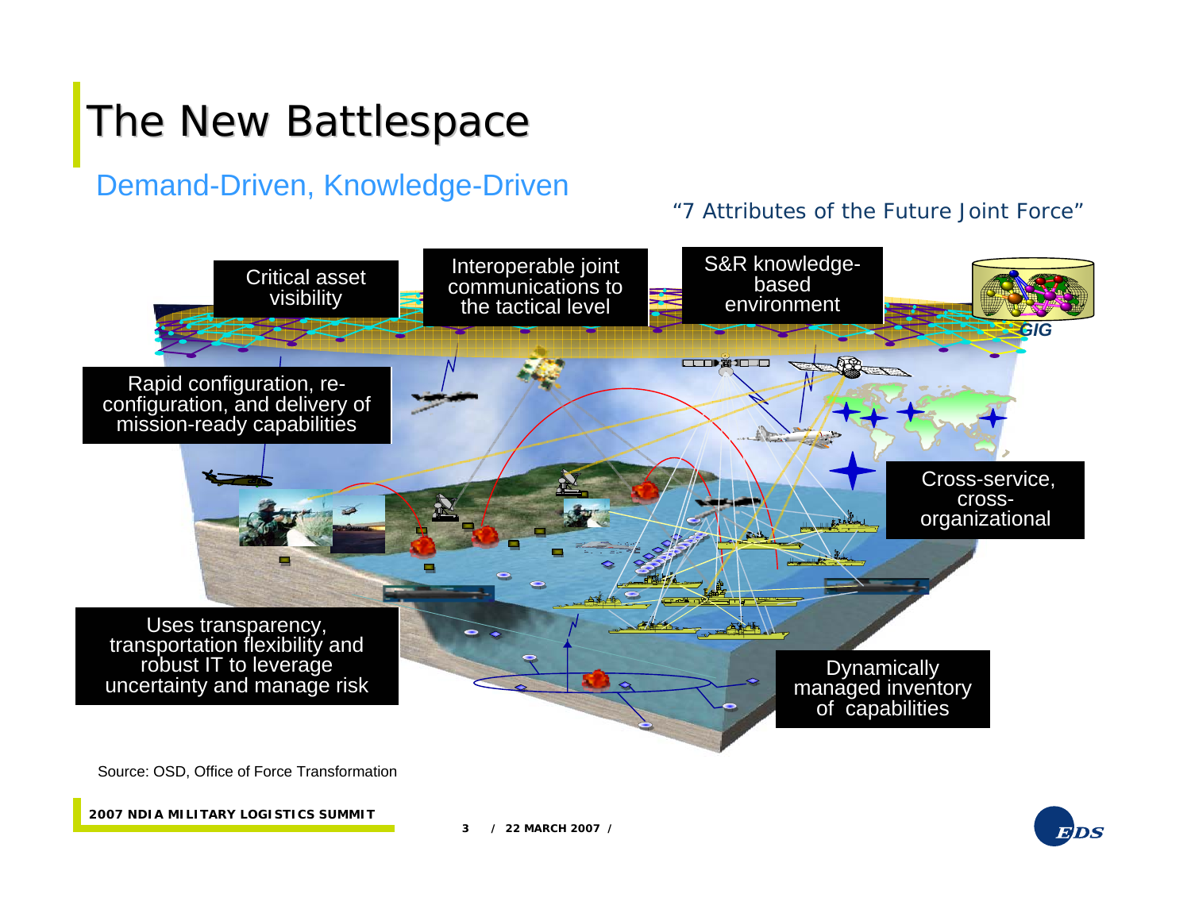# The New Battlespace

## Demand-Driven, Knowledge-Driven

*"7 Attributes of the Future Joint Force"*

- Critical asset visibility
- Interoperable joint communications to the tactical level
- S&R knowledge-based environment
- Rapid configuration, re-configuration, and delivery of mission-ready capabilities
- Cross-service, cross-organizational
- Uses transparency, transportation flexibility and robust IT to leverage uncertainty and manage risk
- Dynamically managed inventory of capabilities

GIG

Source: OSD, Office of Force Transformation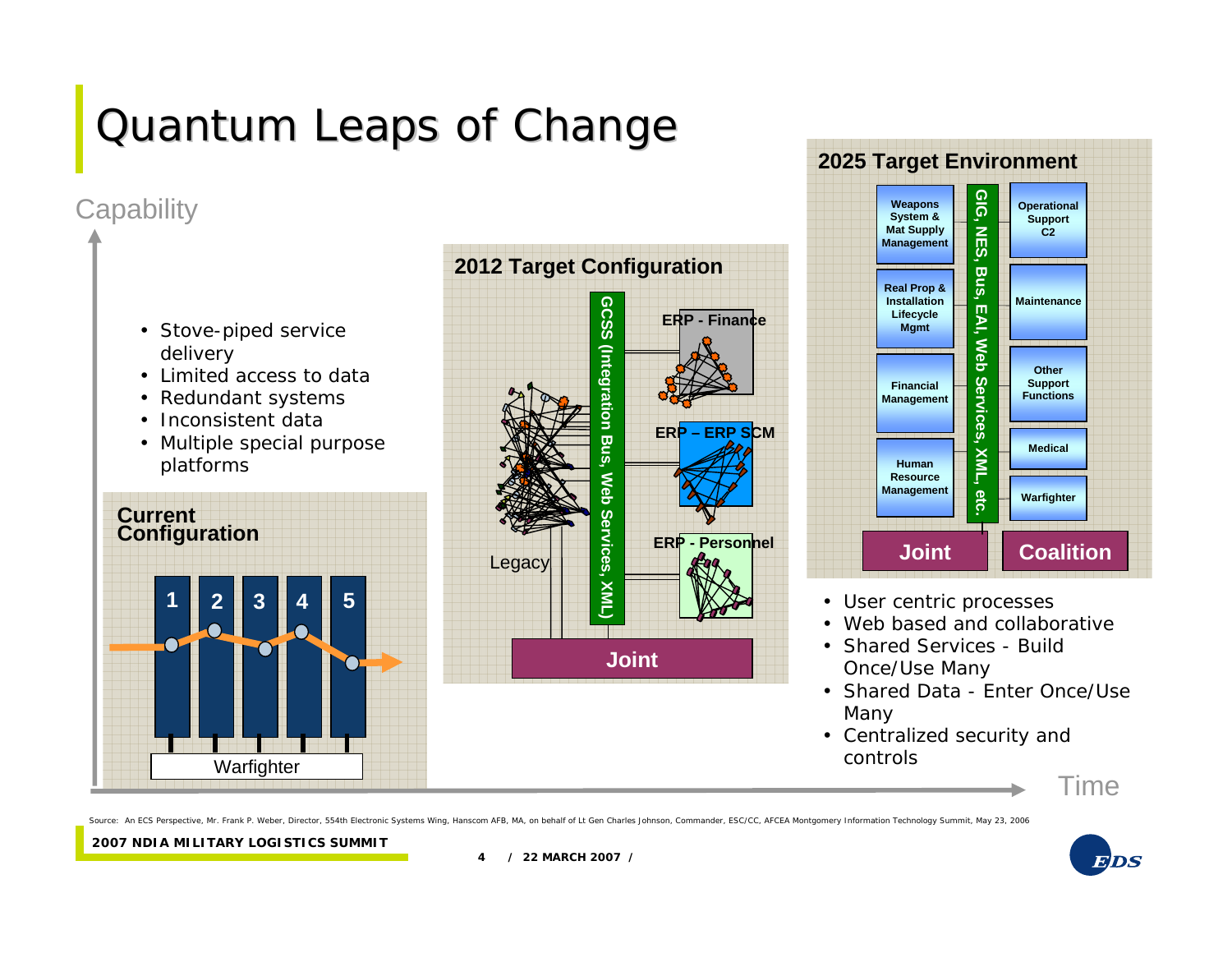# Quantum Leaps of Change

Capability

- Stove-piped service delivery
- Limited access to data
- Redundant systems
- Inconsistent data
- Multiple special purpose platforms

**Current Configuration**

1 2 3 4 5

Warfighter

**2012 Target Configuration**

GCSS (Integration Bus, Web Services, XML)

Legacy

ERP - Finance

ERP – ERP SCM

ERP - Personnel

Joint

**2025 Target Environment**

GIG, NES, Bus, EAI, Web Services, XML, etc.

Weapons System & Mat Supply Management

Real Prop & Installation Lifecycle Mgmt

Financial Management

Human Resource Management

Operational Support C2

Maintenance

Other Support Functions

Medical

Warfighter

Joint

Coalition

- User centric processes
- Web based and collaborative
- Shared Services - Build Once/Use Many
- Shared Data - Enter Once/Use Many
- Centralized security and controls

Time

Source: An ECS Perspective, Mr. Frank P. Weber, Director, 554th Electronic Systems Wing, Hanscom AFB, MA, on behalf of Lt Gen Charles Johnson, Commander, ESC/CC, AFCEA Montgomery Information Technology Summit, May 23, 2006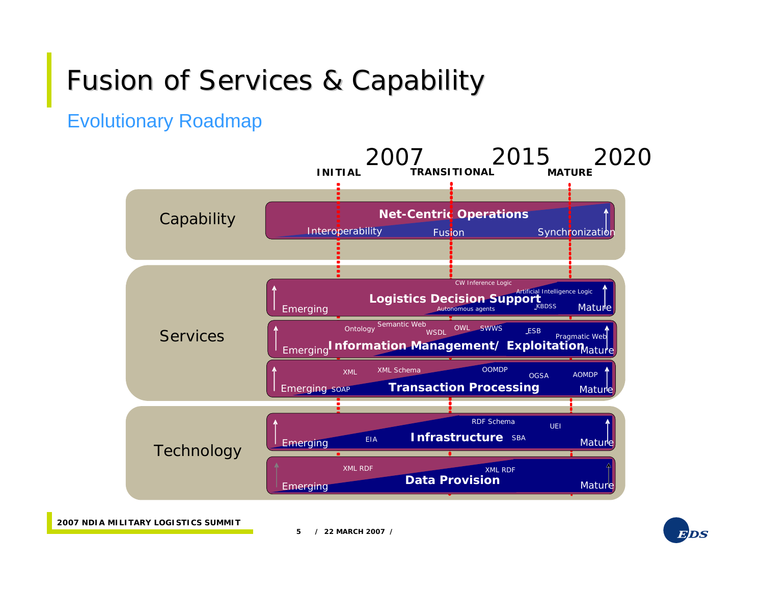# Fusion of Services & Capability

## Evolutionary Roadmap

INITIAL — 2007 — TRANSITIONAL — 2015 — MATURE — 2020

**Capability**

- **Net-Centric Operations**: Interoperability → Fusion → Synchronization

**Services**

- **Logistics Decision Support** (Emerging → Mature): CW Inference Logic, Artificial Intelligence Logic, Autonomous agents, KBDSS
- **Information Management/ Exploitation** (Emerging → Mature): Ontology, Semantic Web, WSDL, OWL, SWWS, ESB, Pragmatic Web
- **Transaction Processing** (Emerging → Mature): SOAP, XML, XML Schema, OOMDP, OGSA, AOMDP

**Technology**

- **Infrastructure** (Emerging → Mature): EIA, RDF Schema, SBA, UEI
- **Data Provision** (Emerging → Mature): XML RDF, XML RDF

2007 NDIA MILITARY LOGISTICS SUMMIT

22 MARCH 2007

EDS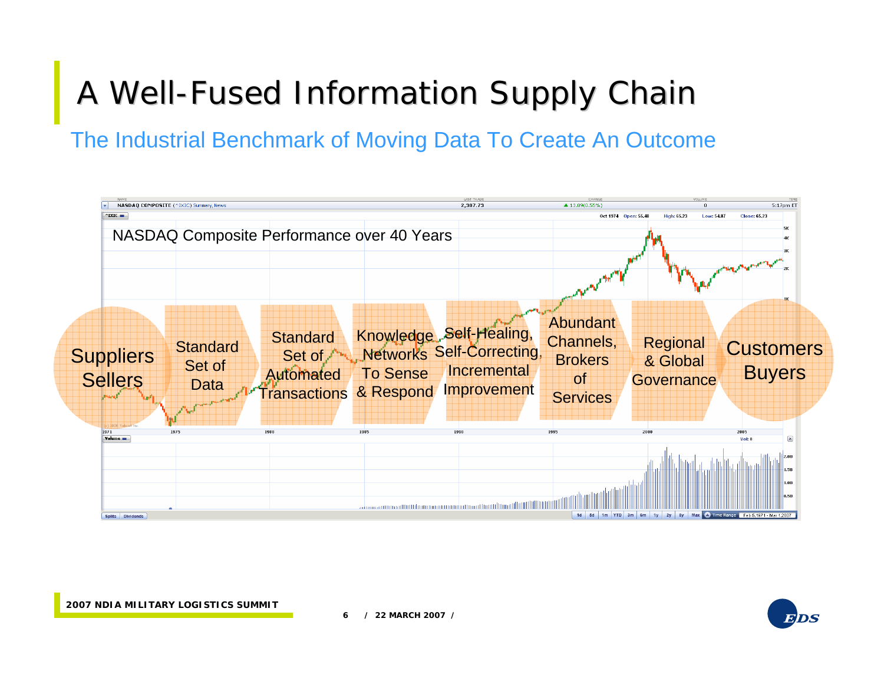# A Well-Fused Information Supply Chain

The Industrial Benchmark of Moving Data To Create An Outcome

NASDAQ Composite Performance over 40 Years

Suppliers Sellers → Standard Set of Data → Standard Set of Automated Transactions → Knowledge Networks To Sense & Respond → Self-Healing, Self-Correcting, Incremental Improvement → Abundant Channels, Brokers of Services → Regional & Global Governance → Customers Buyers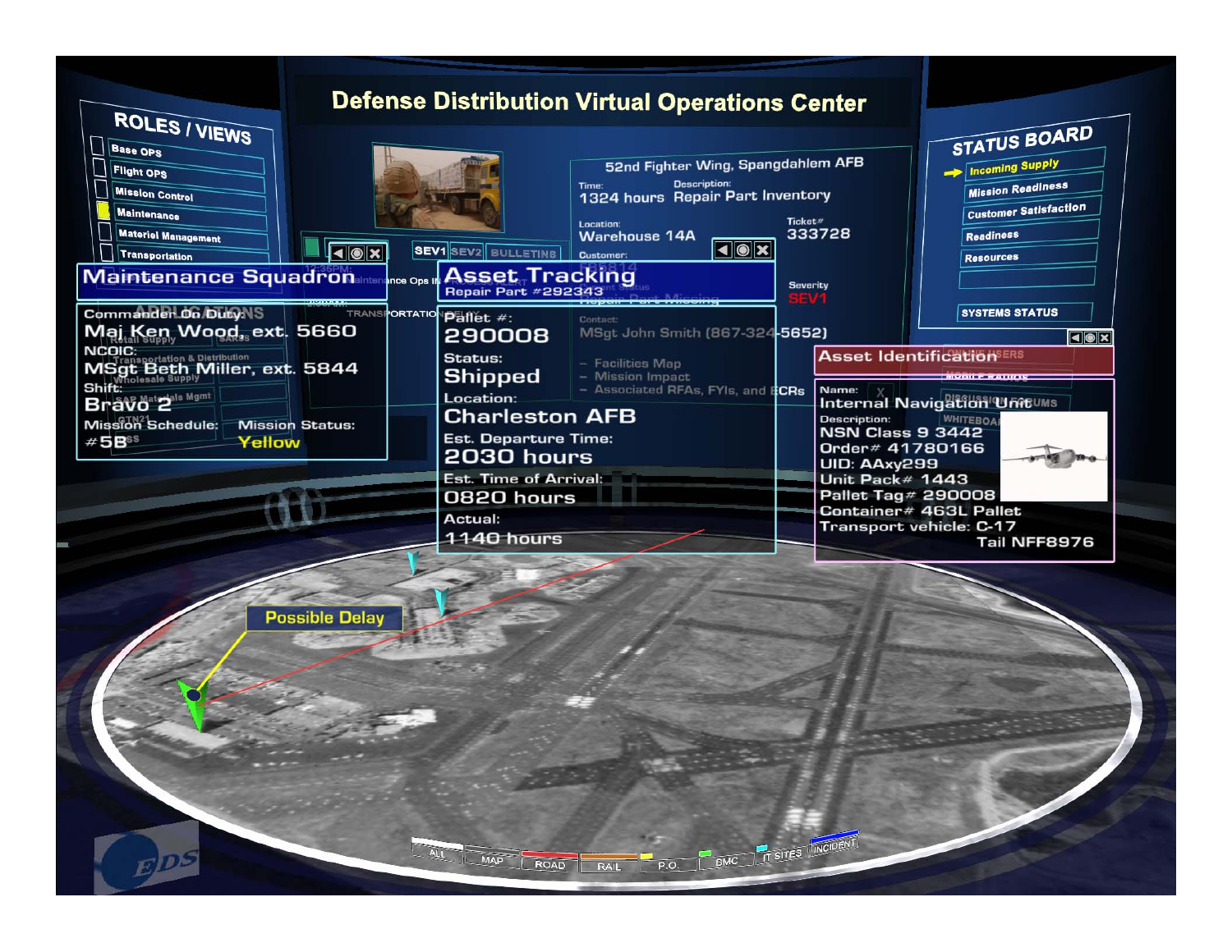# Defense Distribution Virtual Operations Center

## ROLES / VIEWS

- Base Ops
- Flight Ops
- Mission Control
- Maintenance
- Materiel Management
- Transportation

## Maintenance Squadron

Commander On Duty:
Maj Ken Wood, ext. 5660
NCOIC:
MSgt Beth Miller, ext. 5844
Shift:
Bravo 2
Mission Schedule: #5B
Mission Status: Yellow

52nd Fighter Wing, Spangdahlem AFB

Time: 1324 hours
Description: Repair Part Inventory
Location: Warehouse 14A
Ticket#: 333728
Severity: SEV1

Contact: MSgt John Smith (867-324-5652)

- Facilities Map
- Mission Impact
- Associated RFAs, FYIs, and ECRs

## Asset Tracking

Repair Part #292343

Pallet #:
290008
Status:
Shipped
Location:
Charleston AFB
Est. Departure Time:
2030 hours
Est. Time of Arrival:
0820 hours
Actual:
1140 hours

## STATUS BOARD

- Incoming Supply
- Mission Readiness
- Customer Satisfaction
- Readiness
- Resources

SYSTEMS STATUS

## Asset Identification

Name:
Internal Navigation Unit
Description:
NSN Class 9 3442
Order# 41780166
UID: AAxy299
Unit Pack# 1443
Pallet Tag# 290008
Container# 463L Pallet
Transport vehicle: C-17
Tail NFF8976

Possible Delay

ALL | MAP | ROAD | RAIL | P.O. | SMC | IT SITES | INCIDENT

EDS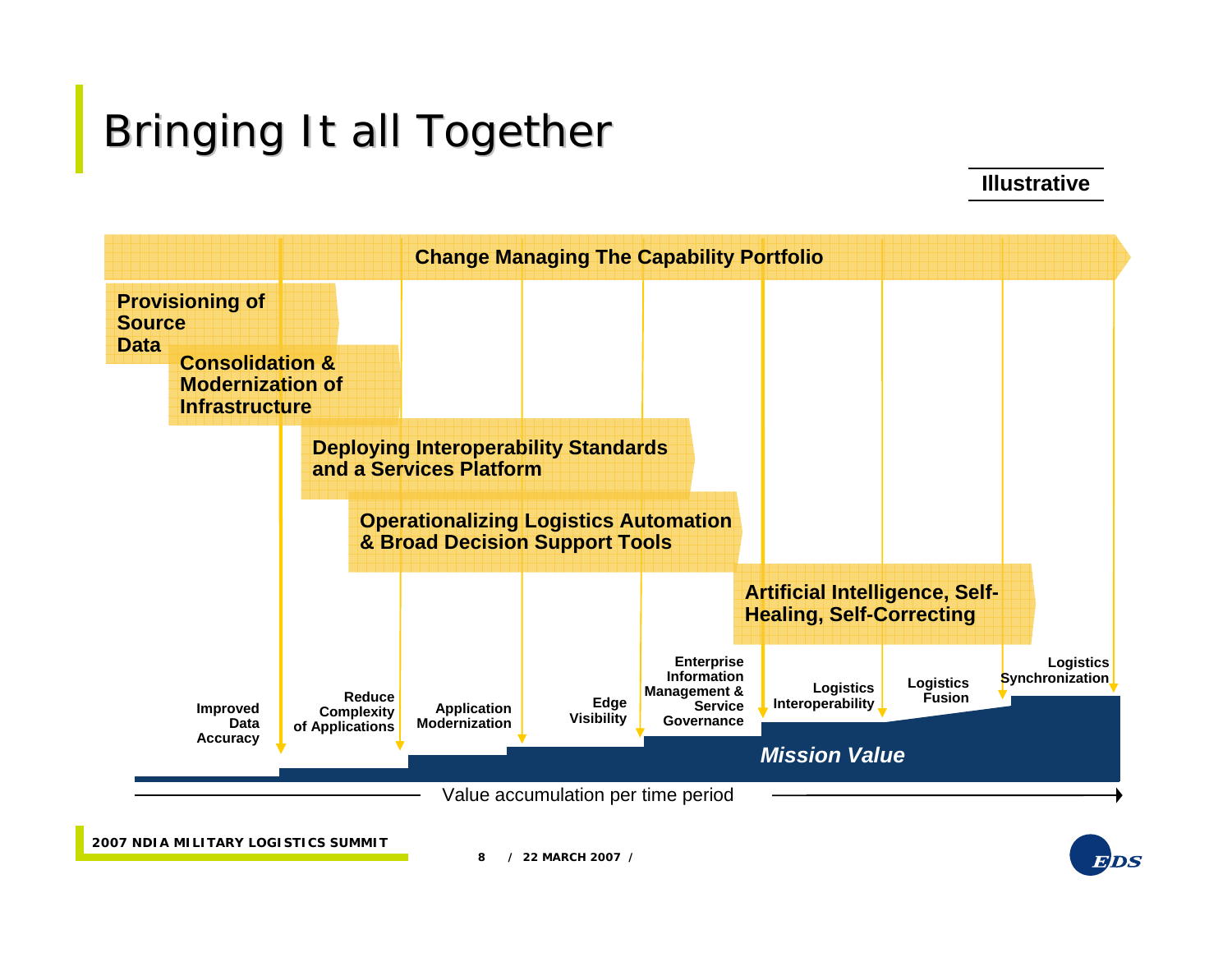# Bringing It all Together

**Illustrative**

**Change Managing The Capability Portfolio**

**Provisioning of Source Data**

**Consolidation & Modernization of Infrastructure**

**Deploying Interoperability Standards and a Services Platform**

**Operationalizing Logistics Automation & Broad Decision Support Tools**

**Artificial Intelligence, Self-Healing, Self-Correcting**

- **Improved Data Accuracy**
- **Reduce Complexity of Applications**
- **Application Modernization**
- **Edge Visibility**
- **Enterprise Information Management & Service Governance**
- **Logistics Interoperability**
- **Logistics Fusion**
- **Logistics Synchronization**

***Mission Value***

Value accumulation per time period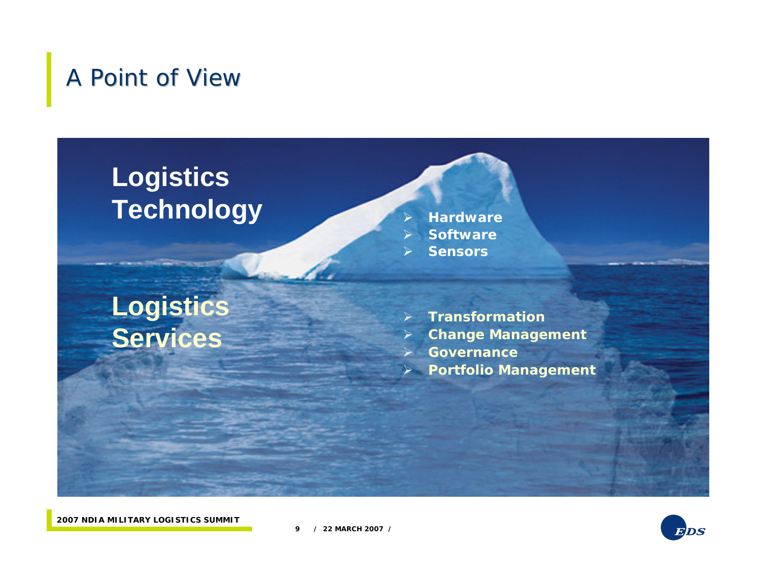# A Point of View

## Logistics Technology

- Hardware
- Software
- Sensors

## Logistics Services

- Transformation
- Change Management
- Governance
- Portfolio Management